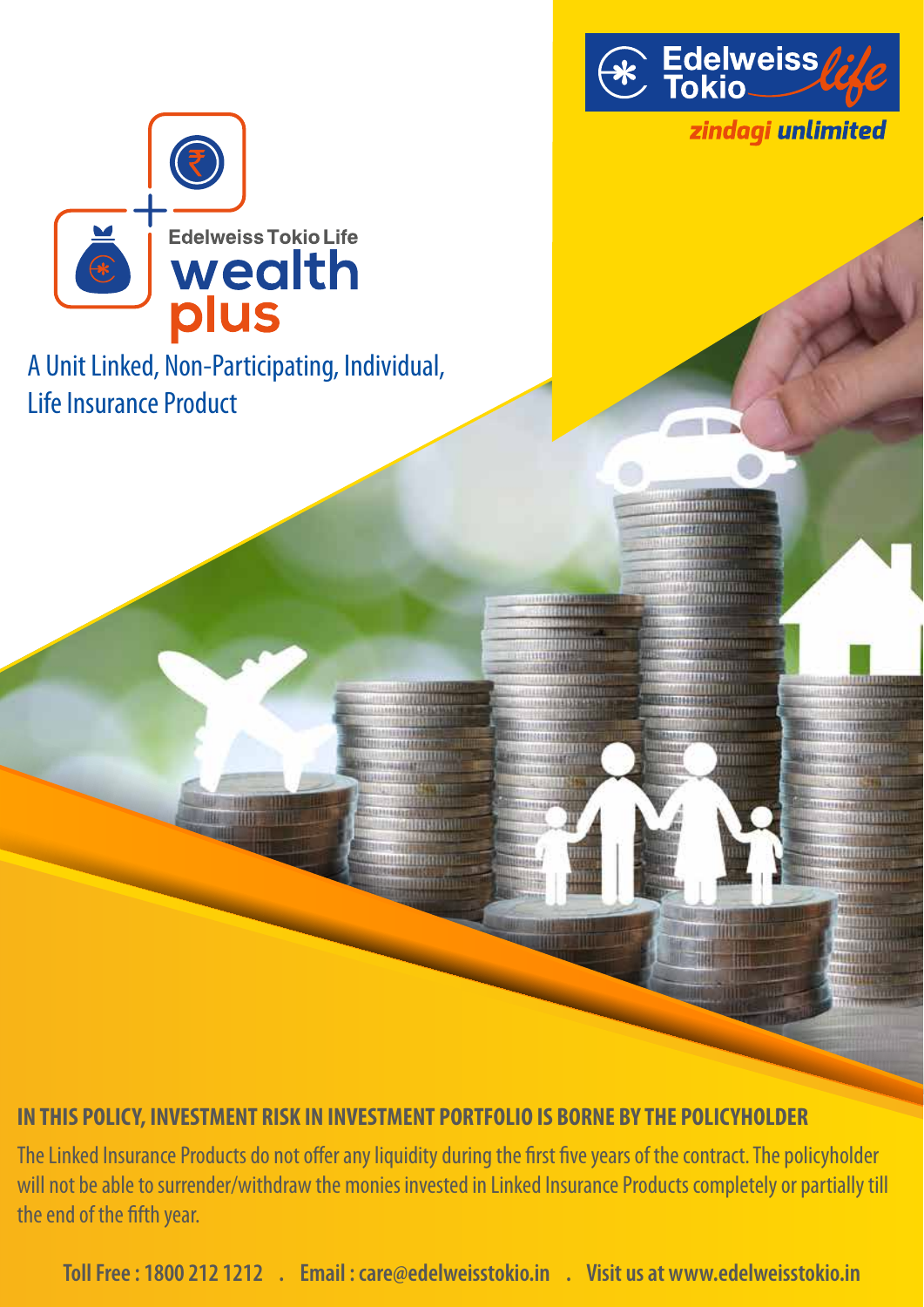Edelweiss Tokio life

zindagi unlimited

# Edelweiss Tokio Life wealth plus

A Unit Linked, Non-Participating, Individual, Life Insurance Product

**IN THIS POLICY, INVESTMENT RISK IN INVESTMENT PORTFOLIO IS BORNE BY THE POLICYHOLDER**

The Linked Insurance Products do not offer any liquidity during the first five years of the contract. The policyholder will not be able to surrender/withdraw the monies invested in Linked Insurance Products completely or partially till the end of the fifth year.

Toll Free : 1800 212 1212 . Email : care@edelweisstokio.in . Visit us at www.edelweisstokio.in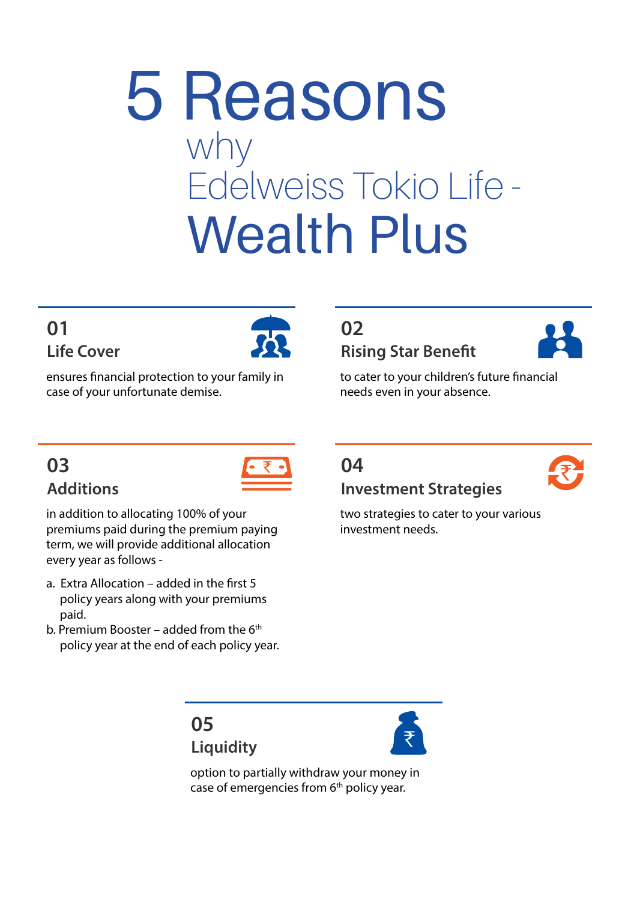# 5 Reasons why Edelweiss Tokio Life - Wealth Plus

## 01
### Life Cover

ensures financial protection to your family in case of your unfortunate demise.

## 02
### Rising Star Benefit

to cater to your children's future financial needs even in your absence.

## 03
### Additions

in addition to allocating 100% of your premiums paid during the premium paying term, we will provide additional allocation every year as follows -

a. Extra Allocation – added in the first 5 policy years along with your premiums paid.
b. Premium Booster – added from the 6th policy year at the end of each policy year.

## 04
### Investment Strategies

two strategies to cater to your various investment needs.

## 05
### Liquidity

option to partially withdraw your money in case of emergencies from 6th policy year.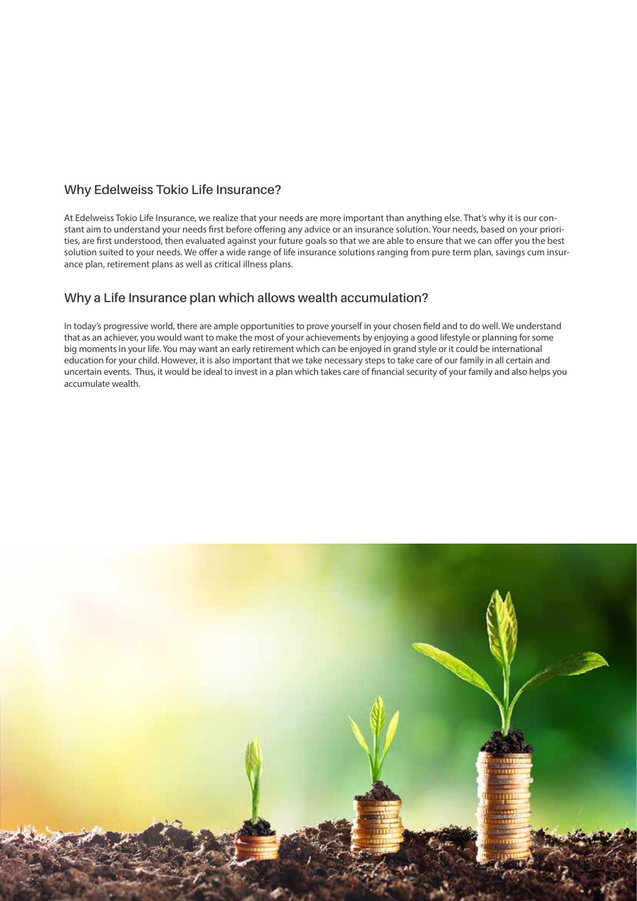## Why Edelweiss Tokio Life Insurance?

At Edelweiss Tokio Life Insurance, we realize that your needs are more important than anything else. That's why it is our constant aim to understand your needs first before offering any advice or an insurance solution. Your needs, based on your priorities, are first understood, then evaluated against your future goals so that we are able to ensure that we can offer you the best solution suited to your needs. We offer a wide range of life insurance solutions ranging from pure term plan, savings cum insurance plan, retirement plans as well as critical illness plans.

## Why a Life Insurance plan which allows wealth accumulation?

In today's progressive world, there are ample opportunities to prove yourself in your chosen field and to do well. We understand that as an achiever, you would want to make the most of your achievements by enjoying a good lifestyle or planning for some big moments in your life. You may want an early retirement which can be enjoyed in grand style or it could be international education for your child. However, it is also important that we take necessary steps to take care of our family in all certain and uncertain events. Thus, it would be ideal to invest in a plan which takes care of financial security of your family and also helps you accumulate wealth.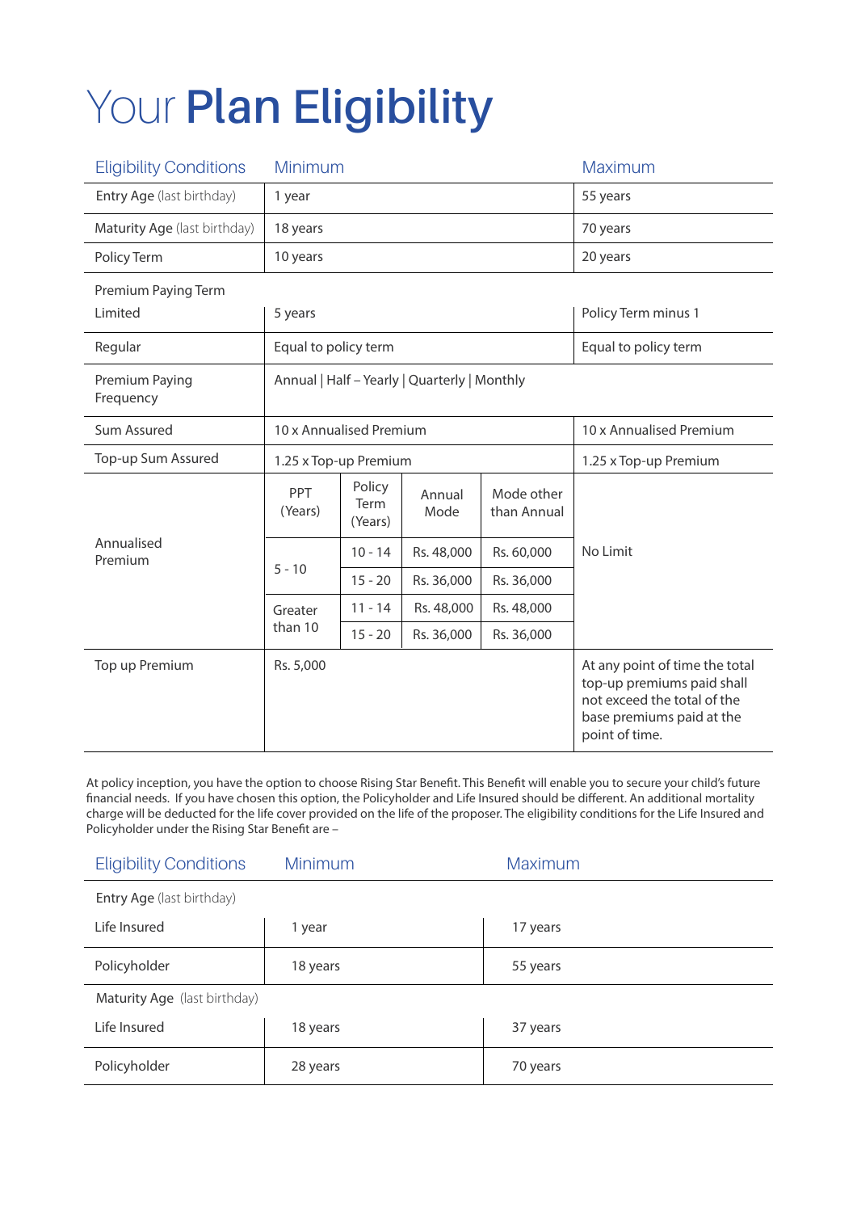# Your **Plan Eligibility**

| Eligibility Conditions | Minimum | | | | Maximum |
|---|---|---|---|---|---|
| Entry Age (last birthday) | 1 year | | | | 55 years |
| Maturity Age (last birthday) | 18 years | | | | 70 years |
| Policy Term | 10 years | | | | 20 years |
| Premium Paying Term | | | | | |
| Limited | 5 years | | | | Policy Term minus 1 |
| Regular | Equal to policy term | | | | Equal to policy term |
| Premium Paying Frequency | Annual \| Half – Yearly \| Quarterly \| Monthly | | | | |
| Sum Assured | 10 x Annualised Premium | | | | 10 x Annualised Premium |
| Top-up Sum Assured | 1.25 x Top-up Premium | | | | 1.25 x Top-up Premium |
| Annualised Premium | PPT (Years) | Policy Term (Years) | Annual Mode | Mode other than Annual | No Limit |
| | 5 - 10 | 10 - 14 | Rs. 48,000 | Rs. 60,000 | |
| | | 15 - 20 | Rs. 36,000 | Rs. 36,000 | |
| | Greater than 10 | 11 - 14 | Rs. 48,000 | Rs. 48,000 | |
| | | 15 - 20 | Rs. 36,000 | Rs. 36,000 | |
| Top up Premium | Rs. 5,000 | | | | At any point of time the total top-up premiums paid shall not exceed the total of the base premiums paid at the point of time. |

At policy inception, you have the option to choose Rising Star Benefit. This Benefit will enable you to secure your child's future financial needs. If you have chosen this option, the Policyholder and Life Insured should be different. An additional mortality charge will be deducted for the life cover provided on the life of the proposer. The eligibility conditions for the Life Insured and Policyholder under the Rising Star Benefit are –

| Eligibility Conditions | Minimum | Maximum |
|---|---|---|
| Entry Age (last birthday) | | |
| Life Insured | 1 year | 17 years |
| Policyholder | 18 years | 55 years |
| Maturity Age (last birthday) | | |
| Life Insured | 18 years | 37 years |
| Policyholder | 28 years | 70 years |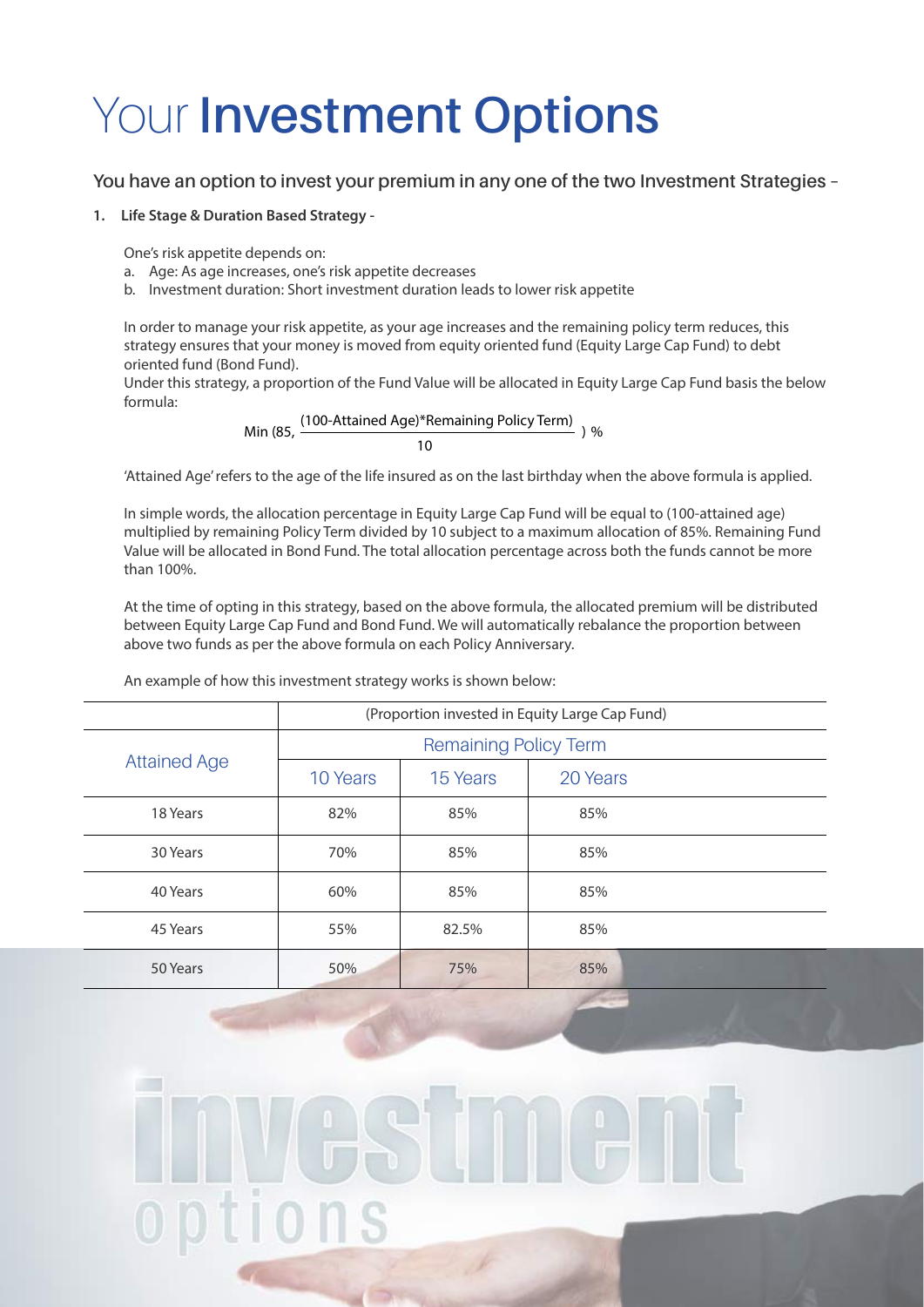# Your **Investment Options**

## You have an option to invest your premium in any one of the two Investment Strategies –

**1. Life Stage & Duration Based Strategy -**

One's risk appetite depends on:

a. Age: As age increases, one's risk appetite decreases
b. Investment duration: Short investment duration leads to lower risk appetite

In order to manage your risk appetite, as your age increases and the remaining policy term reduces, this strategy ensures that your money is moved from equity oriented fund (Equity Large Cap Fund) to debt oriented fund (Bond Fund).

Under this strategy, a proportion of the Fund Value will be allocated in Equity Large Cap Fund basis the below formula:

$$\text{Min}\left(85, \frac{(100\text{-Attained Age})*\text{Remaining Policy Term}}{10}\right)\%$$

'Attained Age' refers to the age of the life insured as on the last birthday when the above formula is applied.

In simple words, the allocation percentage in Equity Large Cap Fund will be equal to (100-attained age) multiplied by remaining Policy Term divided by 10 subject to a maximum allocation of 85%. Remaining Fund Value will be allocated in Bond Fund. The total allocation percentage across both the funds cannot be more than 100%.

At the time of opting in this strategy, based on the above formula, the allocated premium will be distributed between Equity Large Cap Fund and Bond Fund. We will automatically rebalance the proportion between above two funds as per the above formula on each Policy Anniversary.

An example of how this investment strategy works is shown below:

| | (Proportion invested in Equity Large Cap Fund) | | |
|---|---|---|---|
| Attained Age | Remaining Policy Term | | |
| | 10 Years | 15 Years | 20 Years |
| 18 Years | 82% | 85% | 85% |
| 30 Years | 70% | 85% | 85% |
| 40 Years | 60% | 85% | 85% |
| 45 Years | 55% | 82.5% | 85% |
| 50 Years | 50% | 75% | 85% |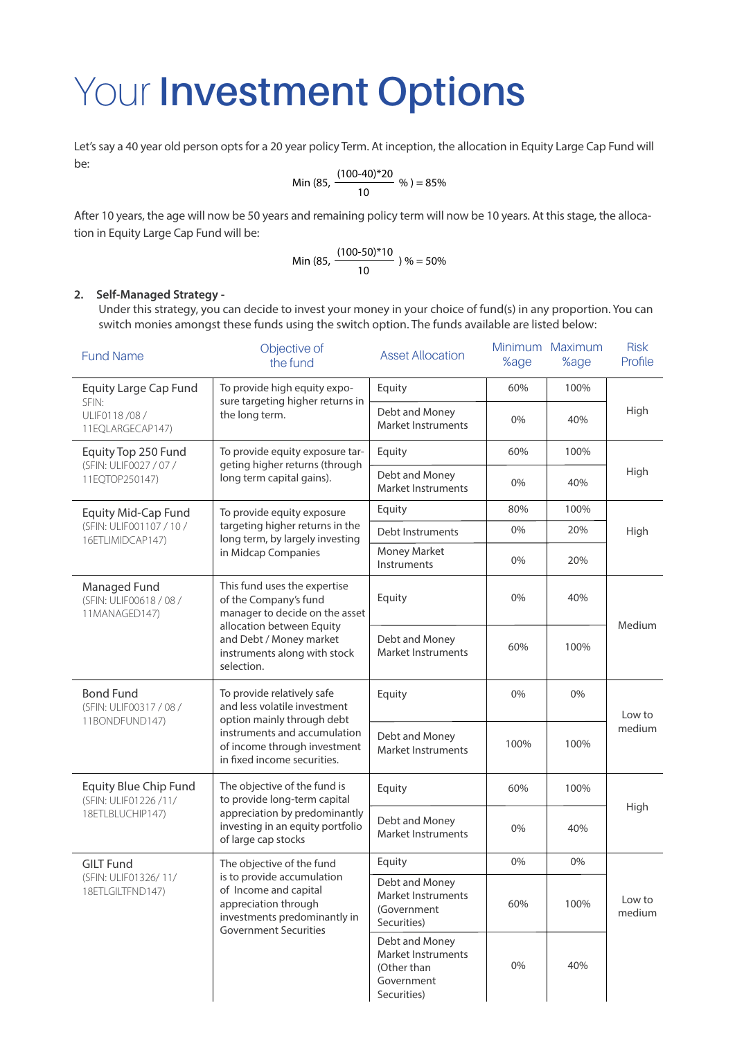# Your **Investment Options**

Let's say a 40 year old person opts for a 20 year policy Term. At inception, the allocation in Equity Large Cap Fund will be:

$$\text{Min}\left(85, \frac{(100-40)*20}{10}\ \%\right) = 85\%$$

After 10 years, the age will now be 50 years and remaining policy term will now be 10 years. At this stage, the allocation in Equity Large Cap Fund will be:

$$\text{Min}\left(85, \frac{(100-50)*10}{10}\right)\% = 50\%$$

2. **Self-Managed Strategy -**
   Under this strategy, you can decide to invest your money in your choice of fund(s) in any proportion. You can switch monies amongst these funds using the switch option. The funds available are listed below:

| Fund Name | Objective of the fund | Asset Allocation | Minimum %age | Maximum %age | Risk Profile |
|---|---|---|---|---|---|
| Equity Large Cap Fund SFIN: ULIF0118 /08 / 11EQLARGECAP147) | To provide high equity exposure targeting higher returns in the long term. | Equity | 60% | 100% | High |
| | | Debt and Money Market Instruments | 0% | 40% | |
| Equity Top 250 Fund (SFIN: ULIF0027 / 07 / 11EQTOP250147) | To provide equity exposure targeting higher returns (through long term capital gains). | Equity | 60% | 100% | High |
| | | Debt and Money Market Instruments | 0% | 40% | |
| Equity Mid-Cap Fund (SFIN: ULIF001107 / 10 / 16ETLIMIDCAP147) | To provide equity exposure targeting higher returns in the long term, by largely investing in Midcap Companies | Equity | 80% | 100% | High |
| | | Debt Instruments | 0% | 20% | |
| | | Money Market Instruments | 0% | 20% | |
| Managed Fund (SFIN: ULIF00618 / 08 / 11MANAGED147) | This fund uses the expertise of the Company's fund manager to decide on the asset allocation between Equity and Debt / Money market instruments along with stock selection. | Equity | 0% | 40% | Medium |
| | | Debt and Money Market Instruments | 60% | 100% | |
| Bond Fund (SFIN: ULIF00317 / 08 / 11BONDFUND147) | To provide relatively safe and less volatile investment option mainly through debt instruments and accumulation of income through investment in fixed income securities. | Equity | 0% | 0% | Low to medium |
| | | Debt and Money Market Instruments | 100% | 100% | |
| Equity Blue Chip Fund (SFIN: ULIF01226 /11/ 18ETLBLUCHIP147) | The objective of the fund is to provide long-term capital appreciation by predominantly investing in an equity portfolio of large cap stocks | Equity | 60% | 100% | High |
| | | Debt and Money Market Instruments | 0% | 40% | |
| GILT Fund (SFIN: ULIF01326/ 11/ 18ETLGILTFND147) | The objective of the fund is to provide accumulation of Income and capital appreciation through investments predominantly in Government Securities | Equity | 0% | 0% | Low to medium |
| | | Debt and Money Market Instruments (Government Securities) | 60% | 100% | |
| | | Debt and Money Market Instruments (Other than Government Securities) | 0% | 40% | |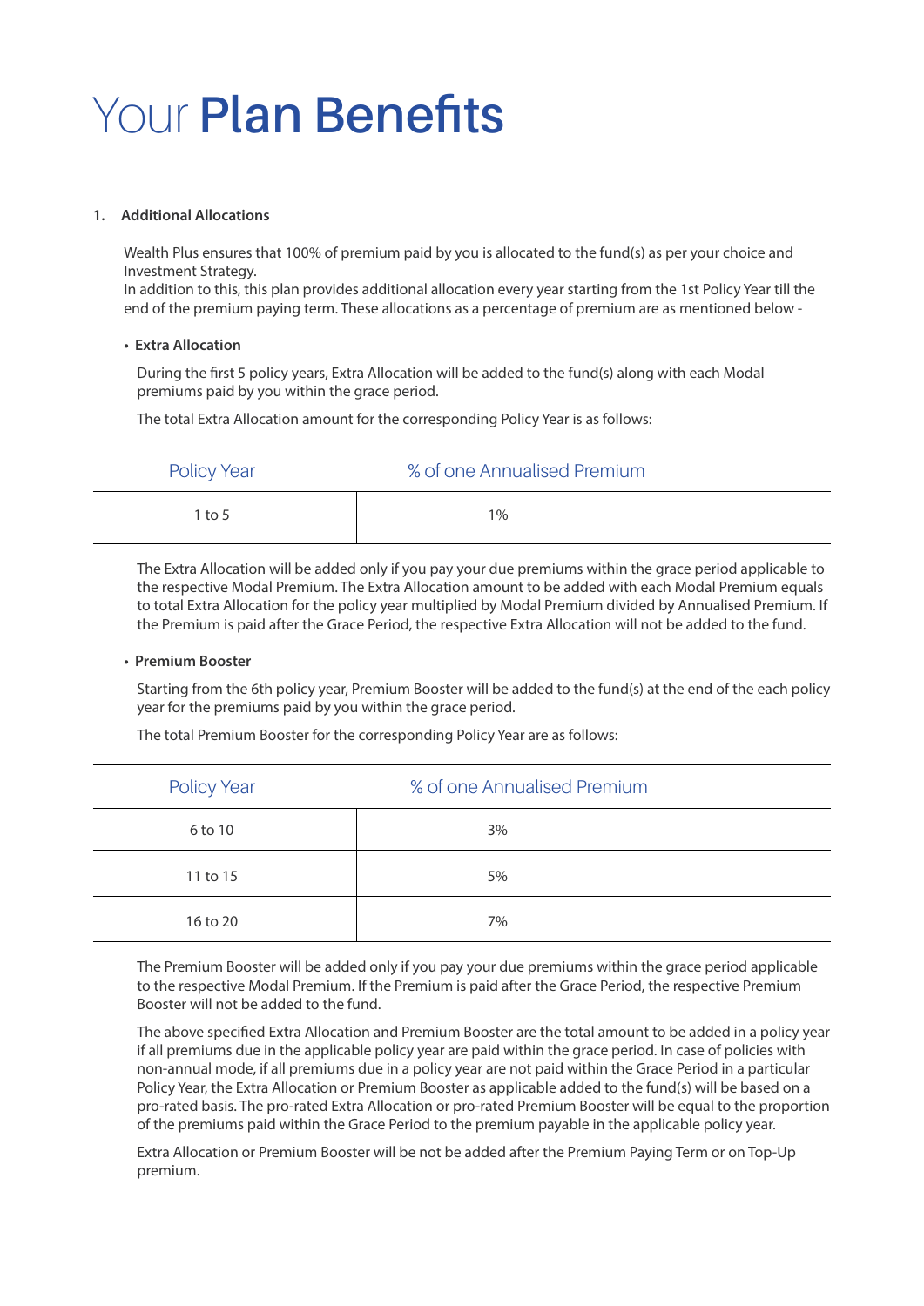# Your **Plan Benefits**

**1. Additional Allocations**

Wealth Plus ensures that 100% of premium paid by you is allocated to the fund(s) as per your choice and Investment Strategy.
In addition to this, this plan provides additional allocation every year starting from the 1st Policy Year till the end of the premium paying term. These allocations as a percentage of premium are as mentioned below -

- **Extra Allocation**

During the first 5 policy years, Extra Allocation will be added to the fund(s) along with each Modal premiums paid by you within the grace period.

The total Extra Allocation amount for the corresponding Policy Year is as follows:

| Policy Year | % of one Annualised Premium |
|---|---|
| 1 to 5 | 1% |

The Extra Allocation will be added only if you pay your due premiums within the grace period applicable to the respective Modal Premium. The Extra Allocation amount to be added with each Modal Premium equals to total Extra Allocation for the policy year multiplied by Modal Premium divided by Annualised Premium. If the Premium is paid after the Grace Period, the respective Extra Allocation will not be added to the fund.

- **Premium Booster**

Starting from the 6th policy year, Premium Booster will be added to the fund(s) at the end of the each policy year for the premiums paid by you within the grace period.

The total Premium Booster for the corresponding Policy Year are as follows:

| Policy Year | % of one Annualised Premium |
|---|---|
| 6 to 10 | 3% |
| 11 to 15 | 5% |
| 16 to 20 | 7% |

The Premium Booster will be added only if you pay your due premiums within the grace period applicable to the respective Modal Premium. If the Premium is paid after the Grace Period, the respective Premium Booster will not be added to the fund.

The above specified Extra Allocation and Premium Booster are the total amount to be added in a policy year if all premiums due in the applicable policy year are paid within the grace period. In case of policies with non-annual mode, if all premiums due in a policy year are not paid within the Grace Period in a particular Policy Year, the Extra Allocation or Premium Booster as applicable added to the fund(s) will be based on a pro-rated basis. The pro-rated Extra Allocation or pro-rated Premium Booster will be equal to the proportion of the premiums paid within the Grace Period to the premium payable in the applicable policy year.

Extra Allocation or Premium Booster will be not be added after the Premium Paying Term or on Top-Up premium.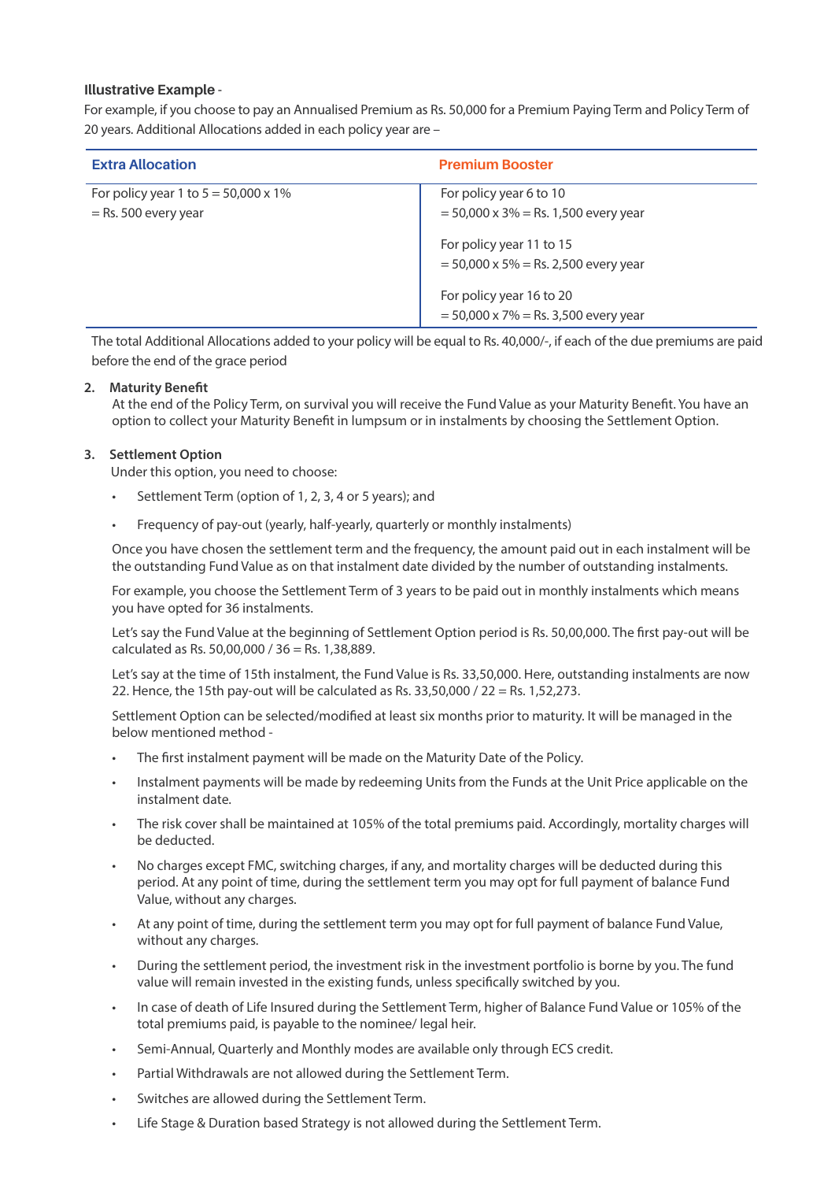**Illustrative Example** -

For example, if you choose to pay an Annualised Premium as Rs. 50,000 for a Premium Paying Term and Policy Term of 20 years. Additional Allocations added in each policy year are –

| Extra Allocation | Premium Booster |
|---|---|
| For policy year 1 to 5 = 50,000 x 1% = Rs. 500 every year | For policy year 6 to 10 = 50,000 x 3% = Rs. 1,500 every year |
| | For policy year 11 to 15 = 50,000 x 5% = Rs. 2,500 every year |
| | For policy year 16 to 20 = 50,000 x 7% = Rs. 3,500 every year |

The total Additional Allocations added to your policy will be equal to Rs. 40,000/-, if each of the due premiums are paid before the end of the grace period

2. **Maturity Benefit**

   At the end of the Policy Term, on survival you will receive the Fund Value as your Maturity Benefit. You have an option to collect your Maturity Benefit in lumpsum or in instalments by choosing the Settlement Option.

3. **Settlement Option**

   Under this option, you need to choose:

   - Settlement Term (option of 1, 2, 3, 4 or 5 years); and
   - Frequency of pay-out (yearly, half-yearly, quarterly or monthly instalments)

   Once you have chosen the settlement term and the frequency, the amount paid out in each instalment will be the outstanding Fund Value as on that instalment date divided by the number of outstanding instalments.

   For example, you choose the Settlement Term of 3 years to be paid out in monthly instalments which means you have opted for 36 instalments.

   Let's say the Fund Value at the beginning of Settlement Option period is Rs. 50,00,000. The first pay-out will be calculated as Rs. 50,00,000 / 36 = Rs. 1,38,889.

   Let's say at the time of 15th instalment, the Fund Value is Rs. 33,50,000. Here, outstanding instalments are now 22. Hence, the 15th pay-out will be calculated as Rs. 33,50,000 / 22 = Rs. 1,52,273.

   Settlement Option can be selected/modified at least six months prior to maturity. It will be managed in the below mentioned method -

   - The first instalment payment will be made on the Maturity Date of the Policy.
   - Instalment payments will be made by redeeming Units from the Funds at the Unit Price applicable on the instalment date.
   - The risk cover shall be maintained at 105% of the total premiums paid. Accordingly, mortality charges will be deducted.
   - No charges except FMC, switching charges, if any, and mortality charges will be deducted during this period. At any point of time, during the settlement term you may opt for full payment of balance Fund Value, without any charges.
   - At any point of time, during the settlement term you may opt for full payment of balance Fund Value, without any charges.
   - During the settlement period, the investment risk in the investment portfolio is borne by you. The fund value will remain invested in the existing funds, unless specifically switched by you.
   - In case of death of Life Insured during the Settlement Term, higher of Balance Fund Value or 105% of the total premiums paid, is payable to the nominee/ legal heir.
   - Semi-Annual, Quarterly and Monthly modes are available only through ECS credit.
   - Partial Withdrawals are not allowed during the Settlement Term.
   - Switches are allowed during the Settlement Term.
   - Life Stage & Duration based Strategy is not allowed during the Settlement Term.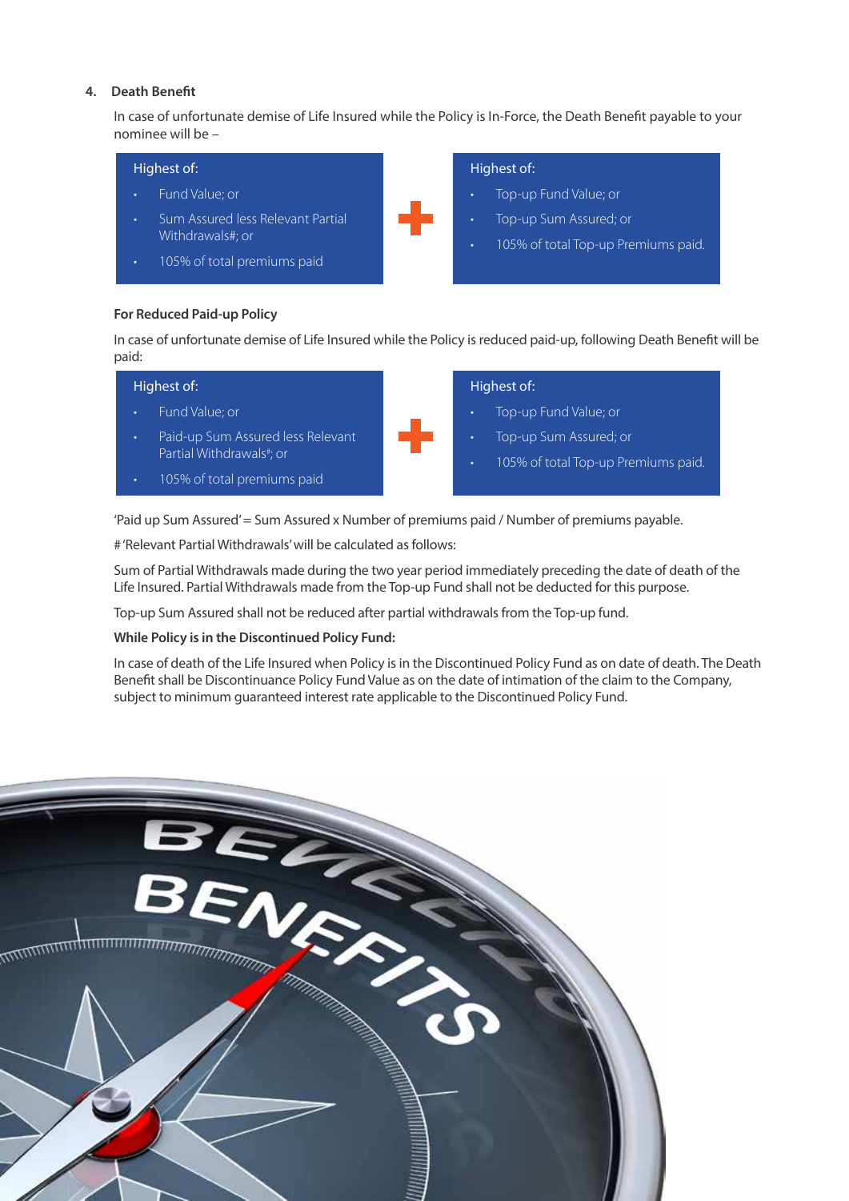## 4. Death Benefit

In case of unfortunate demise of Life Insured while the Policy is In-Force, the Death Benefit payable to your nominee will be –

| Highest of: | + | Highest of: |
|---|---|---|
| • Fund Value; or<br>• Sum Assured less Relevant Partial Withdrawals#; or<br>• 105% of total premiums paid | + | • Top-up Fund Value; or<br>• Top-up Sum Assured; or<br>• 105% of total Top-up Premiums paid. |

**For Reduced Paid-up Policy**

In case of unfortunate demise of Life Insured while the Policy is reduced paid-up, following Death Benefit will be paid:

| Highest of: | + | Highest of: |
|---|---|---|
| • Fund Value; or<br>• Paid-up Sum Assured less Relevant Partial Withdrawals#; or<br>• 105% of total premiums paid | + | • Top-up Fund Value; or<br>• Top-up Sum Assured; or<br>• 105% of total Top-up Premiums paid. |

'Paid up Sum Assured' = Sum Assured x Number of premiums paid / Number of premiums payable.

# 'Relevant Partial Withdrawals' will be calculated as follows:

Sum of Partial Withdrawals made during the two year period immediately preceding the date of death of the Life Insured. Partial Withdrawals made from the Top-up Fund shall not be deducted for this purpose.

Top-up Sum Assured shall not be reduced after partial withdrawals from the Top-up fund.

**While Policy is in the Discontinued Policy Fund:**

In case of death of the Life Insured when Policy is in the Discontinued Policy Fund as on date of death. The Death Benefit shall be Discontinuance Policy Fund Value as on the date of intimation of the claim to the Company, subject to minimum guaranteed interest rate applicable to the Discontinued Policy Fund.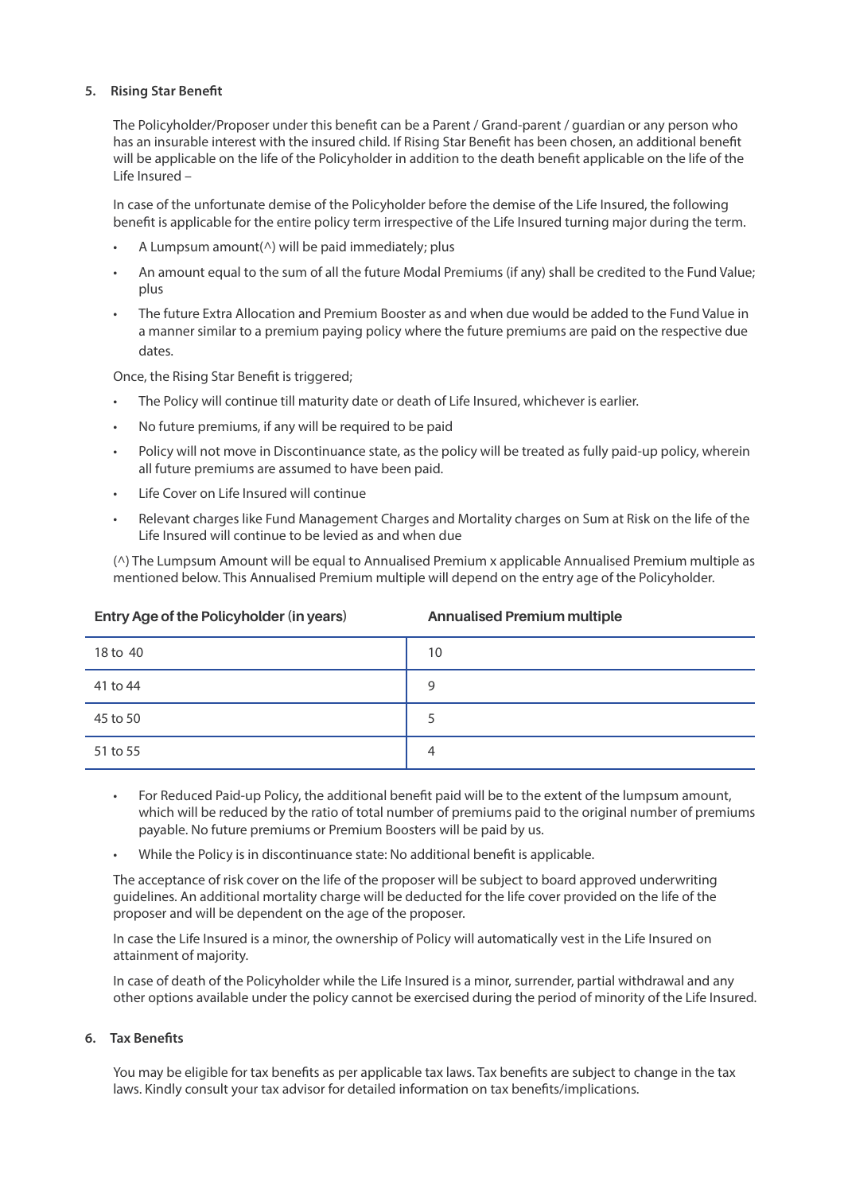### 5. Rising Star Benefit

The Policyholder/Proposer under this benefit can be a Parent / Grand-parent / guardian or any person who has an insurable interest with the insured child. If Rising Star Benefit has been chosen, an additional benefit will be applicable on the life of the Policyholder in addition to the death benefit applicable on the life of the Life Insured –

In case of the unfortunate demise of the Policyholder before the demise of the Life Insured, the following benefit is applicable for the entire policy term irrespective of the Life Insured turning major during the term.

- A Lumpsum amount(^) will be paid immediately; plus
- An amount equal to the sum of all the future Modal Premiums (if any) shall be credited to the Fund Value; plus
- The future Extra Allocation and Premium Booster as and when due would be added to the Fund Value in a manner similar to a premium paying policy where the future premiums are paid on the respective due dates.

Once, the Rising Star Benefit is triggered;

- The Policy will continue till maturity date or death of Life Insured, whichever is earlier.
- No future premiums, if any will be required to be paid
- Policy will not move in Discontinuance state, as the policy will be treated as fully paid-up policy, wherein all future premiums are assumed to have been paid.
- Life Cover on Life Insured will continue
- Relevant charges like Fund Management Charges and Mortality charges on Sum at Risk on the life of the Life Insured will continue to be levied as and when due

(^) The Lumpsum Amount will be equal to Annualised Premium x applicable Annualised Premium multiple as mentioned below. This Annualised Premium multiple will depend on the entry age of the Policyholder.

| Entry Age of the Policyholder (in years) | Annualised Premium multiple |
|---|---|
| 18 to 40 | 10 |
| 41 to 44 | 9 |
| 45 to 50 | 5 |
| 51 to 55 | 4 |

- For Reduced Paid-up Policy, the additional benefit paid will be to the extent of the lumpsum amount, which will be reduced by the ratio of total number of premiums paid to the original number of premiums payable. No future premiums or Premium Boosters will be paid by us.
- While the Policy is in discontinuance state: No additional benefit is applicable.

The acceptance of risk cover on the life of the proposer will be subject to board approved underwriting guidelines. An additional mortality charge will be deducted for the life cover provided on the life of the proposer and will be dependent on the age of the proposer.

In case the Life Insured is a minor, the ownership of Policy will automatically vest in the Life Insured on attainment of majority.

In case of death of the Policyholder while the Life Insured is a minor, surrender, partial withdrawal and any other options available under the policy cannot be exercised during the period of minority of the Life Insured.

### 6. Tax Benefits

You may be eligible for tax benefits as per applicable tax laws. Tax benefits are subject to change in the tax laws. Kindly consult your tax advisor for detailed information on tax benefits/implications.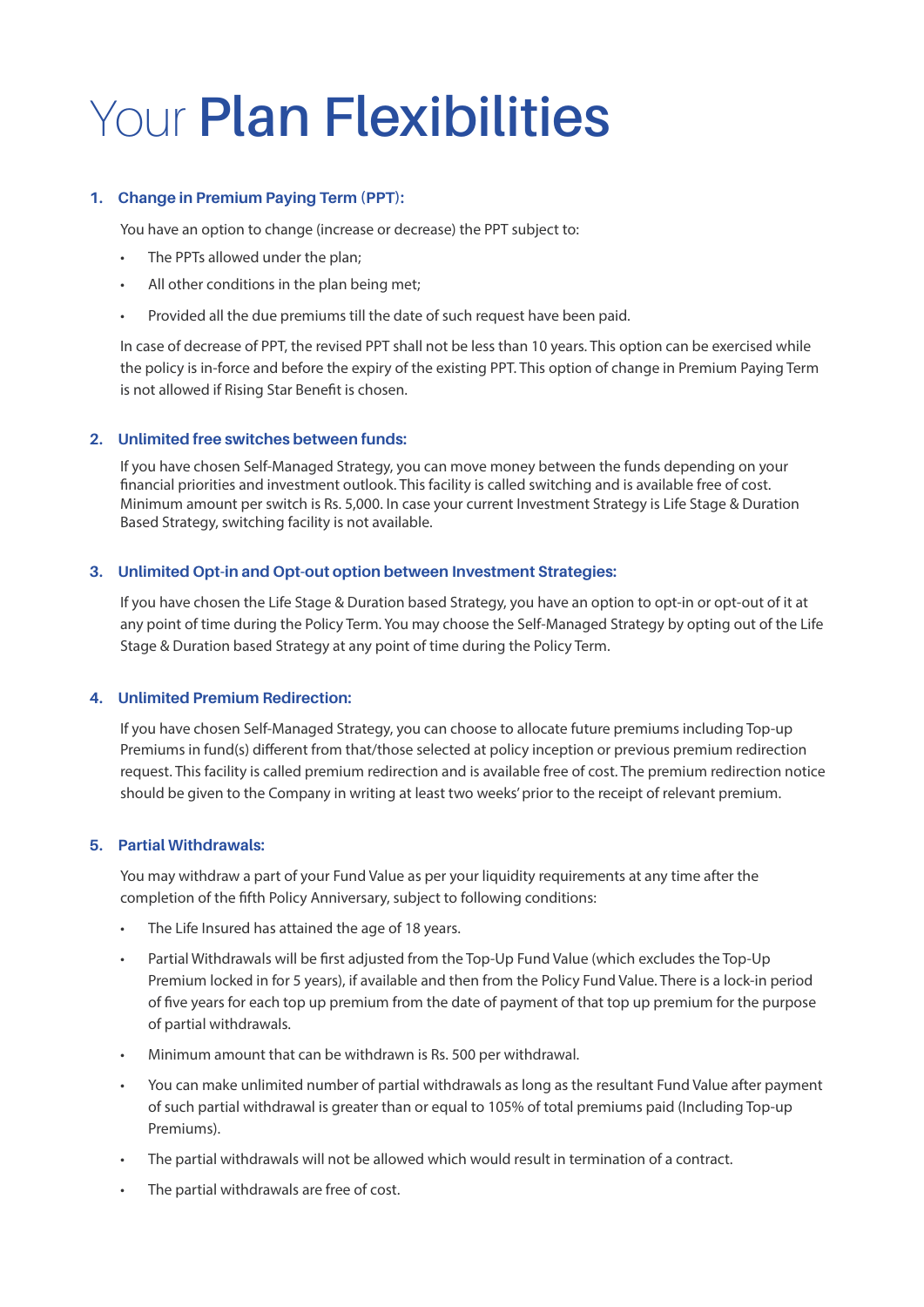# Your **Plan Flexibilities**

### 1. Change in Premium Paying Term (PPT):

You have an option to change (increase or decrease) the PPT subject to:

- The PPTs allowed under the plan;
- All other conditions in the plan being met;
- Provided all the due premiums till the date of such request have been paid.

In case of decrease of PPT, the revised PPT shall not be less than 10 years. This option can be exercised while the policy is in-force and before the expiry of the existing PPT. This option of change in Premium Paying Term is not allowed if Rising Star Benefit is chosen.

### 2. Unlimited free switches between funds:

If you have chosen Self-Managed Strategy, you can move money between the funds depending on your financial priorities and investment outlook. This facility is called switching and is available free of cost. Minimum amount per switch is Rs. 5,000. In case your current Investment Strategy is Life Stage & Duration Based Strategy, switching facility is not available.

### 3. Unlimited Opt-in and Opt-out option between Investment Strategies:

If you have chosen the Life Stage & Duration based Strategy, you have an option to opt-in or opt-out of it at any point of time during the Policy Term. You may choose the Self-Managed Strategy by opting out of the Life Stage & Duration based Strategy at any point of time during the Policy Term.

### 4. Unlimited Premium Redirection:

If you have chosen Self-Managed Strategy, you can choose to allocate future premiums including Top-up Premiums in fund(s) different from that/those selected at policy inception or previous premium redirection request. This facility is called premium redirection and is available free of cost. The premium redirection notice should be given to the Company in writing at least two weeks' prior to the receipt of relevant premium.

### 5. Partial Withdrawals:

You may withdraw a part of your Fund Value as per your liquidity requirements at any time after the completion of the fifth Policy Anniversary, subject to following conditions:

- The Life Insured has attained the age of 18 years.
- Partial Withdrawals will be first adjusted from the Top-Up Fund Value (which excludes the Top-Up Premium locked in for 5 years), if available and then from the Policy Fund Value. There is a lock-in period of five years for each top up premium from the date of payment of that top up premium for the purpose of partial withdrawals.
- Minimum amount that can be withdrawn is Rs. 500 per withdrawal.
- You can make unlimited number of partial withdrawals as long as the resultant Fund Value after payment of such partial withdrawal is greater than or equal to 105% of total premiums paid (Including Top-up Premiums).
- The partial withdrawals will not be allowed which would result in termination of a contract.
- The partial withdrawals are free of cost.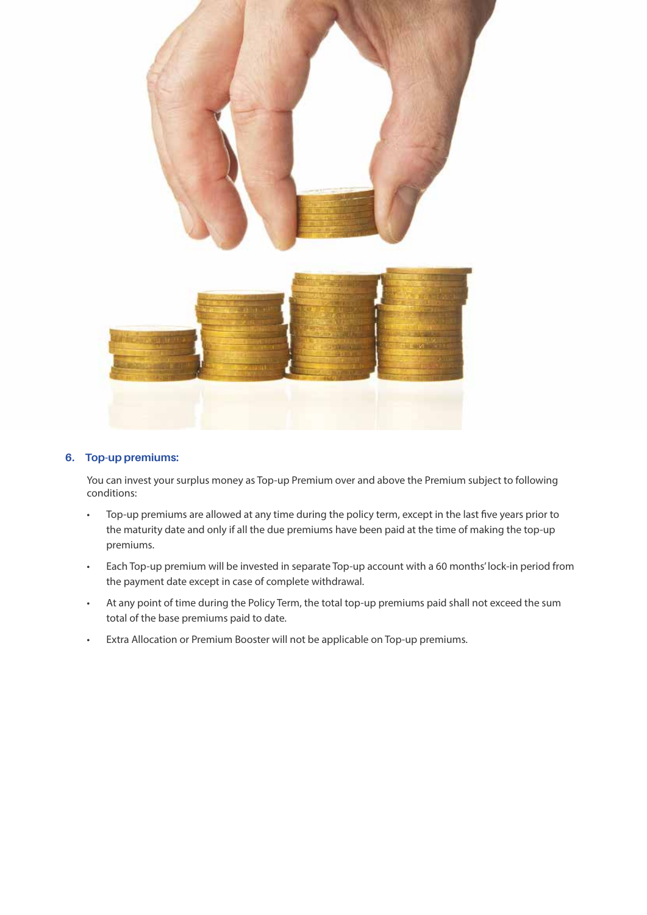## 6. Top-up premiums:

You can invest your surplus money as Top-up Premium over and above the Premium subject to following conditions:

- Top-up premiums are allowed at any time during the policy term, except in the last five years prior to the maturity date and only if all the due premiums have been paid at the time of making the top-up premiums.
- Each Top-up premium will be invested in separate Top-up account with a 60 months' lock-in period from the payment date except in case of complete withdrawal.
- At any point of time during the Policy Term, the total top-up premiums paid shall not exceed the sum total of the base premiums paid to date.
- Extra Allocation or Premium Booster will not be applicable on Top-up premiums.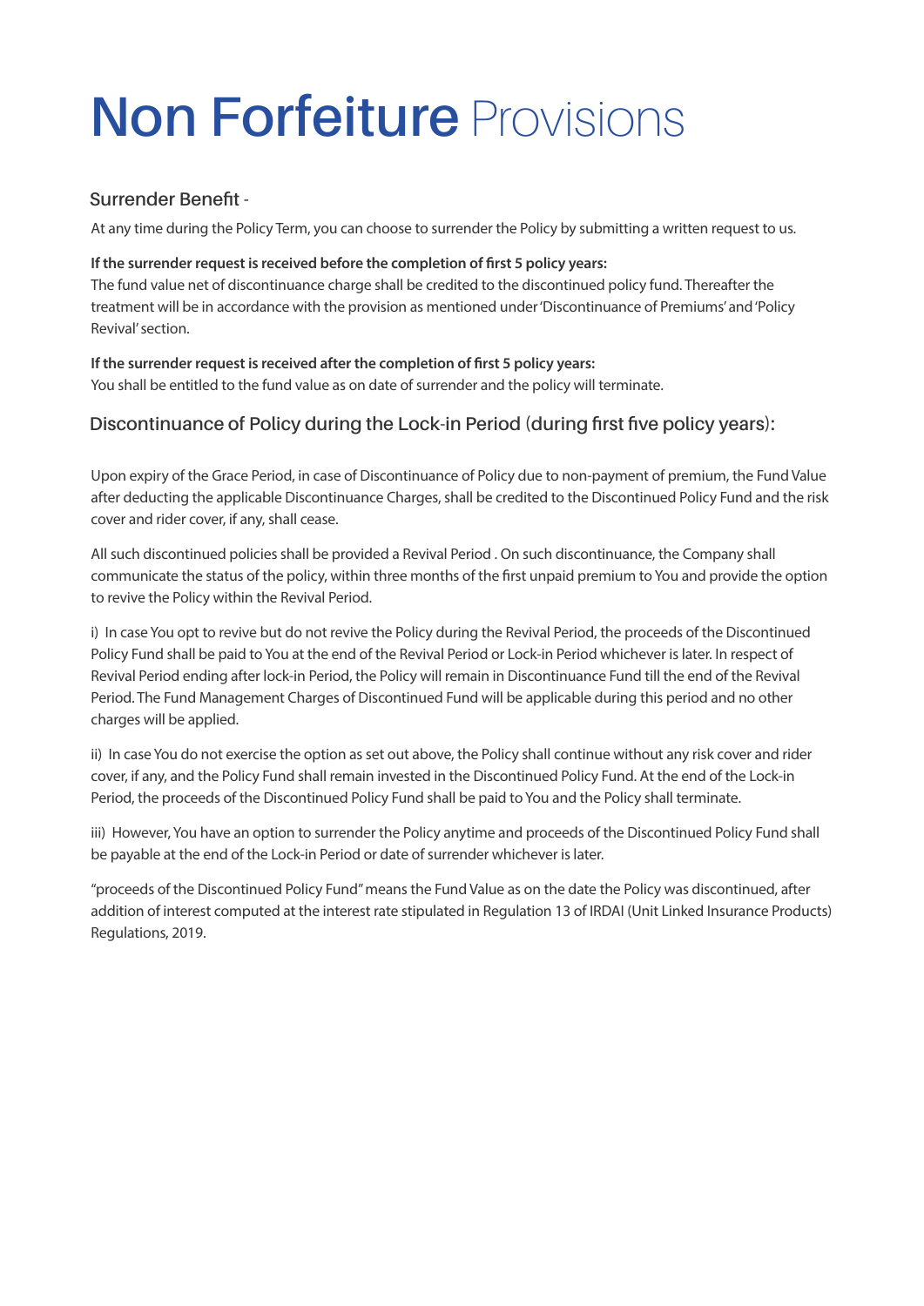# Non Forfeiture Provisions

## Surrender Benefit -

At any time during the Policy Term, you can choose to surrender the Policy by submitting a written request to us.

**If the surrender request is received before the completion of first 5 policy years:**
The fund value net of discontinuance charge shall be credited to the discontinued policy fund. Thereafter the treatment will be in accordance with the provision as mentioned under 'Discontinuance of Premiums' and 'Policy Revival' section.

**If the surrender request is received after the completion of first 5 policy years:**
You shall be entitled to the fund value as on date of surrender and the policy will terminate.

## Discontinuance of Policy during the Lock-in Period (during first five policy years):

Upon expiry of the Grace Period, in case of Discontinuance of Policy due to non-payment of premium, the Fund Value after deducting the applicable Discontinuance Charges, shall be credited to the Discontinued Policy Fund and the risk cover and rider cover, if any, shall cease.

All such discontinued policies shall be provided a Revival Period . On such discontinuance, the Company shall communicate the status of the policy, within three months of the first unpaid premium to You and provide the option to revive the Policy within the Revival Period.

i) In case You opt to revive but do not revive the Policy during the Revival Period, the proceeds of the Discontinued Policy Fund shall be paid to You at the end of the Revival Period or Lock-in Period whichever is later. In respect of Revival Period ending after lock-in Period, the Policy will remain in Discontinuance Fund till the end of the Revival Period. The Fund Management Charges of Discontinued Fund will be applicable during this period and no other charges will be applied.

ii) In case You do not exercise the option as set out above, the Policy shall continue without any risk cover and rider cover, if any, and the Policy Fund shall remain invested in the Discontinued Policy Fund. At the end of the Lock-in Period, the proceeds of the Discontinued Policy Fund shall be paid to You and the Policy shall terminate.

iii) However, You have an option to surrender the Policy anytime and proceeds of the Discontinued Policy Fund shall be payable at the end of the Lock-in Period or date of surrender whichever is later.

"proceeds of the Discontinued Policy Fund" means the Fund Value as on the date the Policy was discontinued, after addition of interest computed at the interest rate stipulated in Regulation 13 of IRDAI (Unit Linked Insurance Products) Regulations, 2019.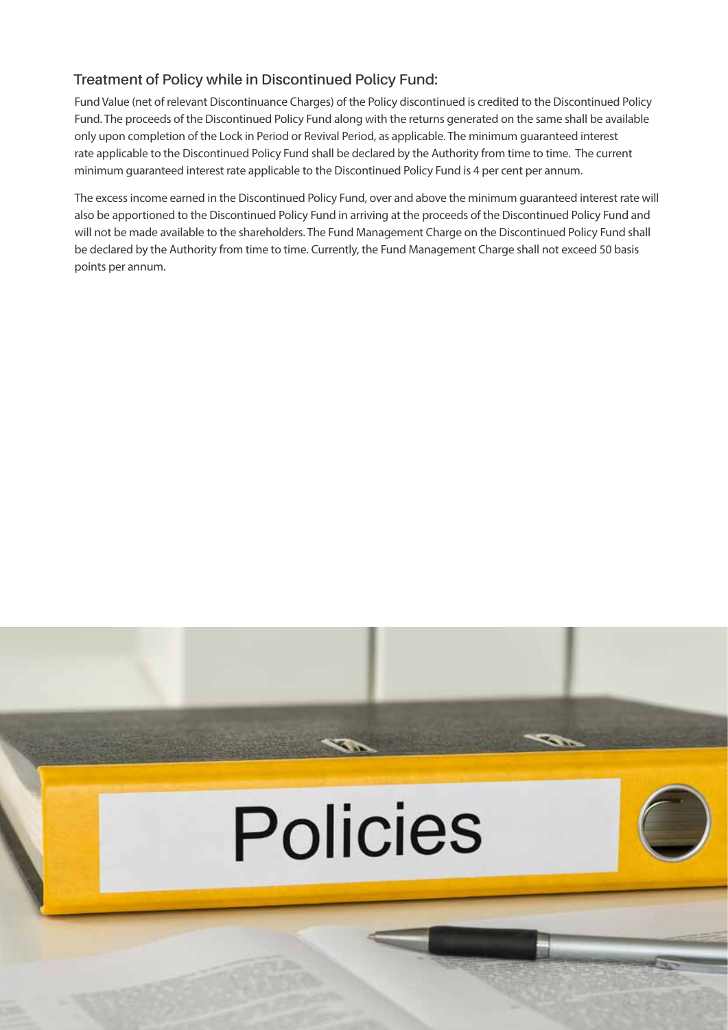### Treatment of Policy while in Discontinued Policy Fund:

Fund Value (net of relevant Discontinuance Charges) of the Policy discontinued is credited to the Discontinued Policy Fund. The proceeds of the Discontinued Policy Fund along with the returns generated on the same shall be available only upon completion of the Lock in Period or Revival Period, as applicable. The minimum guaranteed interest rate applicable to the Discontinued Policy Fund shall be declared by the Authority from time to time. The current minimum guaranteed interest rate applicable to the Discontinued Policy Fund is 4 per cent per annum.

The excess income earned in the Discontinued Policy Fund, over and above the minimum guaranteed interest rate will also be apportioned to the Discontinued Policy Fund in arriving at the proceeds of the Discontinued Policy Fund and will not be made available to the shareholders. The Fund Management Charge on the Discontinued Policy Fund shall be declared by the Authority from time to time. Currently, the Fund Management Charge shall not exceed 50 basis points per annum.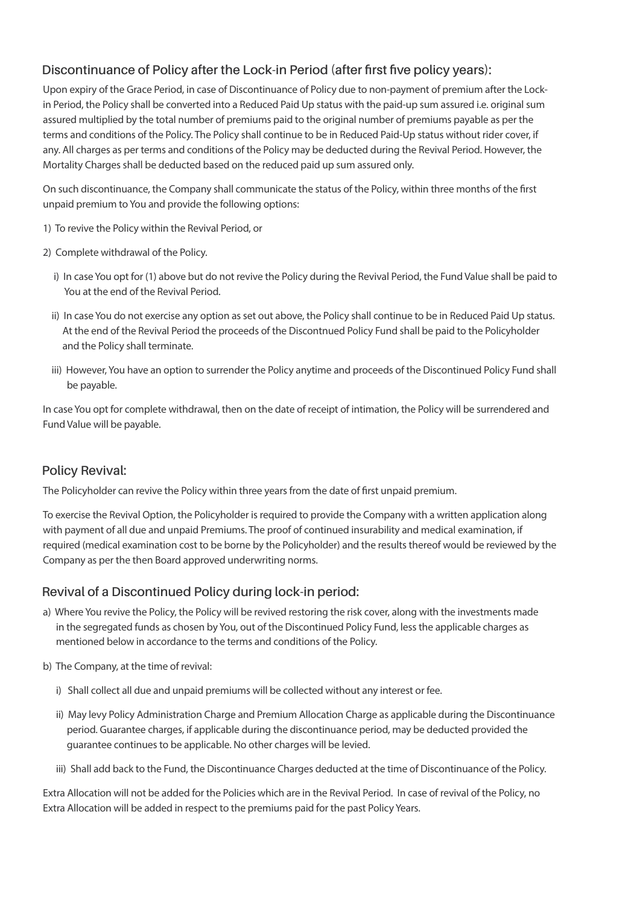## Discontinuance of Policy after the Lock-in Period (after first five policy years):

Upon expiry of the Grace Period, in case of Discontinuance of Policy due to non-payment of premium after the Lock-in Period, the Policy shall be converted into a Reduced Paid Up status with the paid-up sum assured i.e. original sum assured multiplied by the total number of premiums paid to the original number of premiums payable as per the terms and conditions of the Policy. The Policy shall continue to be in Reduced Paid-Up status without rider cover, if any. All charges as per terms and conditions of the Policy may be deducted during the Revival Period. However, the Mortality Charges shall be deducted based on the reduced paid up sum assured only.

On such discontinuance, the Company shall communicate the status of the Policy, within three months of the first unpaid premium to You and provide the following options:

1) To revive the Policy within the Revival Period, or

2) Complete withdrawal of the Policy.

   i) In case You opt for (1) above but do not revive the Policy during the Revival Period, the Fund Value shall be paid to You at the end of the Revival Period.

   ii) In case You do not exercise any option as set out above, the Policy shall continue to be in Reduced Paid Up status. At the end of the Revival Period the proceeds of the Discontnued Policy Fund shall be paid to the Policyholder and the Policy shall terminate.

   iii) However, You have an option to surrender the Policy anytime and proceeds of the Discontinued Policy Fund shall be payable.

In case You opt for complete withdrawal, then on the date of receipt of intimation, the Policy will be surrendered and Fund Value will be payable.

## Policy Revival:

The Policyholder can revive the Policy within three years from the date of first unpaid premium.

To exercise the Revival Option, the Policyholder is required to provide the Company with a written application along with payment of all due and unpaid Premiums. The proof of continued insurability and medical examination, if required (medical examination cost to be borne by the Policyholder) and the results thereof would be reviewed by the Company as per the then Board approved underwriting norms.

## Revival of a Discontinued Policy during lock-in period:

a) Where You revive the Policy, the Policy will be revived restoring the risk cover, along with the investments made in the segregated funds as chosen by You, out of the Discontinued Policy Fund, less the applicable charges as mentioned below in accordance to the terms and conditions of the Policy.

b) The Company, at the time of revival:

   i) Shall collect all due and unpaid premiums will be collected without any interest or fee.

   ii) May levy Policy Administration Charge and Premium Allocation Charge as applicable during the Discontinuance period. Guarantee charges, if applicable during the discontinuance period, may be deducted provided the guarantee continues to be applicable. No other charges will be levied.

   iii) Shall add back to the Fund, the Discontinuance Charges deducted at the time of Discontinuance of the Policy.

Extra Allocation will not be added for the Policies which are in the Revival Period. In case of revival of the Policy, no Extra Allocation will be added in respect to the premiums paid for the past Policy Years.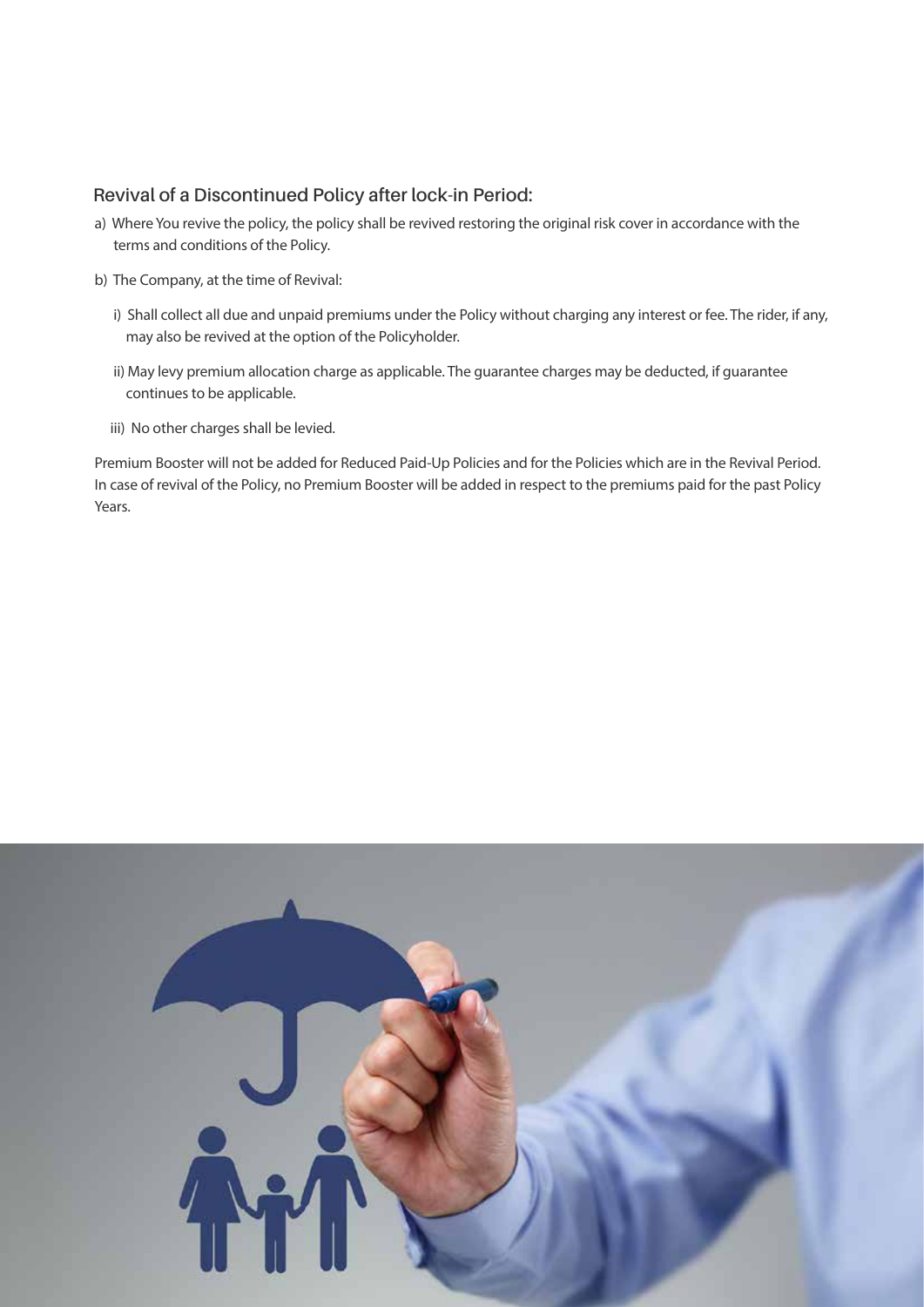## Revival of a Discontinued Policy after lock-in Period:

a) Where You revive the policy, the policy shall be revived restoring the original risk cover in accordance with the terms and conditions of the Policy.

b) The Company, at the time of Revival:

   i) Shall collect all due and unpaid premiums under the Policy without charging any interest or fee. The rider, if any, may also be revived at the option of the Policyholder.

   ii) May levy premium allocation charge as applicable. The guarantee charges may be deducted, if guarantee continues to be applicable.

   iii) No other charges shall be levied.

Premium Booster will not be added for Reduced Paid-Up Policies and for the Policies which are in the Revival Period. In case of revival of the Policy, no Premium Booster will be added in respect to the premiums paid for the past Policy Years.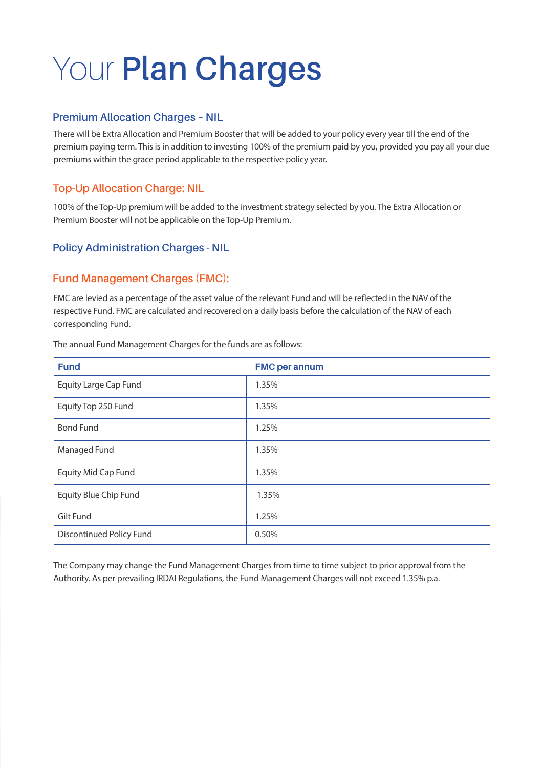# Your **Plan Charges**

## Premium Allocation Charges – NIL

There will be Extra Allocation and Premium Booster that will be added to your policy every year till the end of the premium paying term. This is in addition to investing 100% of the premium paid by you, provided you pay all your due premiums within the grace period applicable to the respective policy year.

## Top-Up Allocation Charge: NIL

100% of the Top-Up premium will be added to the investment strategy selected by you. The Extra Allocation or Premium Booster will not be applicable on the Top-Up Premium.

## Policy Administration Charges - NIL

## Fund Management Charges (FMC):

FMC are levied as a percentage of the asset value of the relevant Fund and will be reflected in the NAV of the respective Fund. FMC are calculated and recovered on a daily basis before the calculation of the NAV of each corresponding Fund.

The annual Fund Management Charges for the funds are as follows:

| Fund | FMC per annum |
|---|---|
| Equity Large Cap Fund | 1.35% |
| Equity Top 250 Fund | 1.35% |
| Bond Fund | 1.25% |
| Managed Fund | 1.35% |
| Equity Mid Cap Fund | 1.35% |
| Equity Blue Chip Fund | 1.35% |
| Gilt Fund | 1.25% |
| Discontinued Policy Fund | 0.50% |

The Company may change the Fund Management Charges from time to time subject to prior approval from the Authority. As per prevailing IRDAI Regulations, the Fund Management Charges will not exceed 1.35% p.a.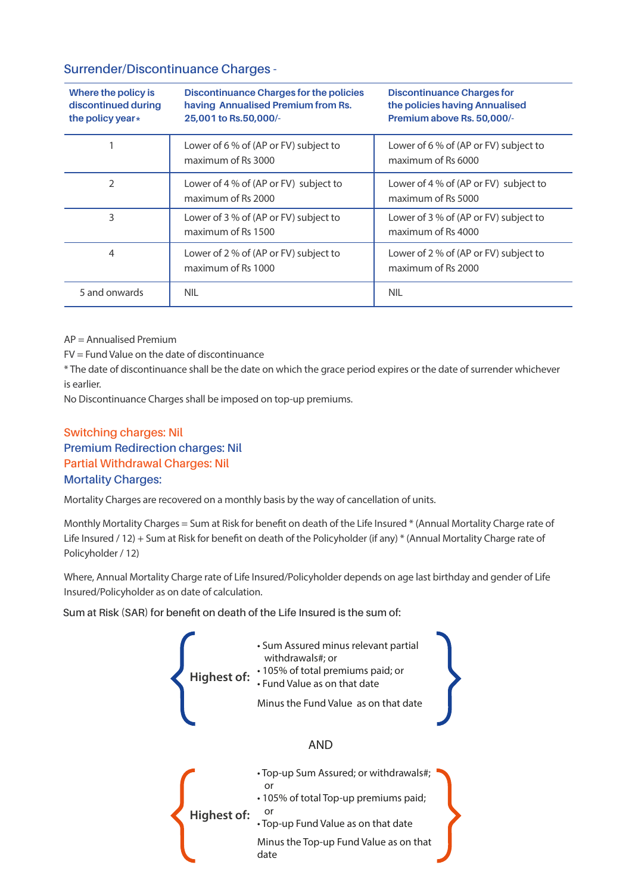## Surrender/Discontinuance Charges -

| Where the policy is discontinued during the policy year* | Discontinuance Charges for the policies having Annualised Premium from Rs. 25,001 to Rs.50,000/- | Discontinuance Charges for the policies having Annualised Premium above Rs. 50,000/- |
|---|---|---|
| 1 | Lower of 6 % of (AP or FV) subject to maximum of Rs 3000 | Lower of 6 % of (AP or FV) subject to maximum of Rs 6000 |
| 2 | Lower of 4 % of (AP or FV) subject to maximum of Rs 2000 | Lower of 4 % of (AP or FV) subject to maximum of Rs 5000 |
| 3 | Lower of 3 % of (AP or FV) subject to maximum of Rs 1500 | Lower of 3 % of (AP or FV) subject to maximum of Rs 4000 |
| 4 | Lower of 2 % of (AP or FV) subject to maximum of Rs 1000 | Lower of 2 % of (AP or FV) subject to maximum of Rs 2000 |
| 5 and onwards | NIL | NIL |

AP = Annualised Premium

FV = Fund Value on the date of discontinuance

* The date of discontinuance shall be the date on which the grace period expires or the date of surrender whichever is earlier.

No Discontinuance Charges shall be imposed on top-up premiums.

### Switching charges: Nil
### Premium Redirection charges: Nil
### Partial Withdrawal Charges: Nil
### Mortality Charges:

Mortality Charges are recovered on a monthly basis by the way of cancellation of units.

Monthly Mortality Charges = Sum at Risk for benefit on death of the Life Insured * (Annual Mortality Charge rate of Life Insured / 12) + Sum at Risk for benefit on death of the Policyholder (if any) * (Annual Mortality Charge rate of Policyholder / 12)

Where, Annual Mortality Charge rate of Life Insured/Policyholder depends on age last birthday and gender of Life Insured/Policyholder as on date of calculation.

Sum at Risk (SAR) for benefit on death of the Life Insured is the sum of:

{ **Highest of:**
- Sum Assured minus relevant partial withdrawals#; or
- 105% of total premiums paid; or
- Fund Value as on that date

Minus the Fund Value as on that date }

AND

{ **Highest of:**
- Top-up Sum Assured; or withdrawals#; or
- 105% of total Top-up premiums paid; or
- Top-up Fund Value as on that date

Minus the Top-up Fund Value as on that date }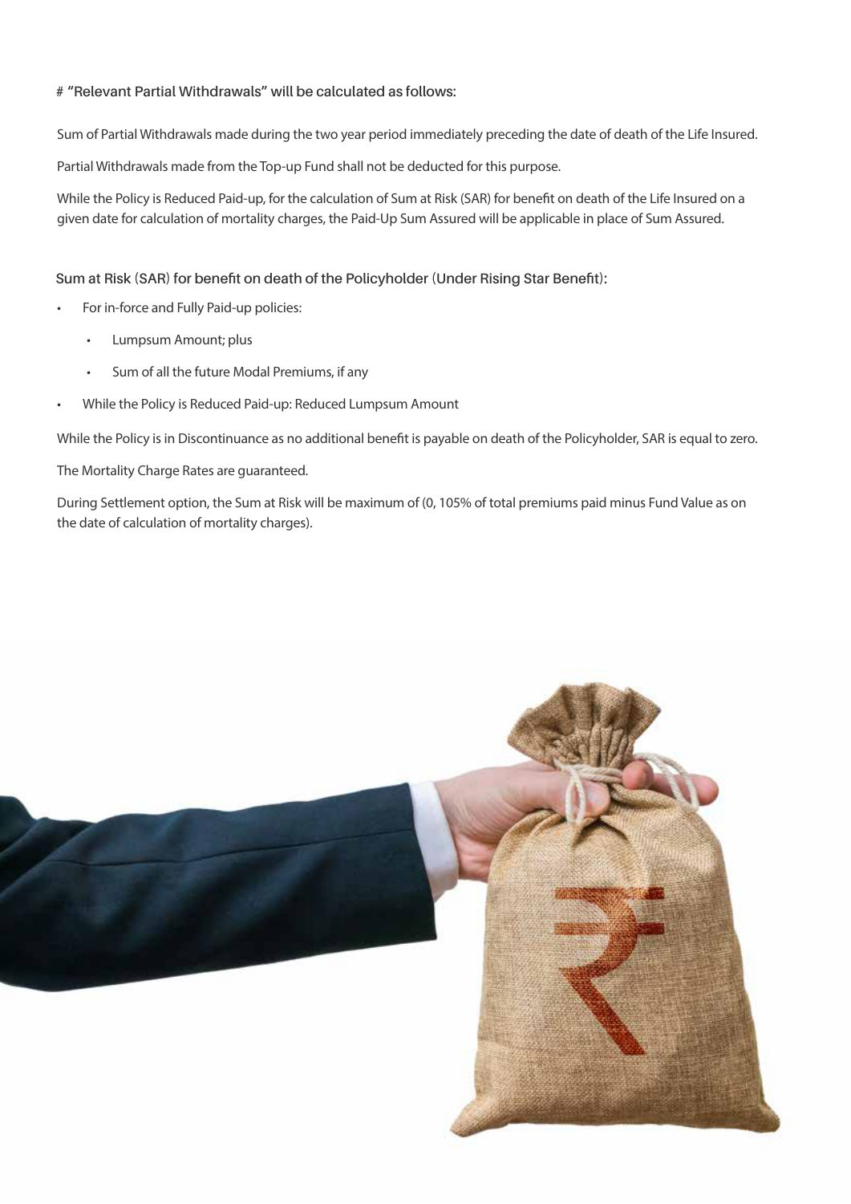# "Relevant Partial Withdrawals" will be calculated as follows:

Sum of Partial Withdrawals made during the two year period immediately preceding the date of death of the Life Insured.

Partial Withdrawals made from the Top-up Fund shall not be deducted for this purpose.

While the Policy is Reduced Paid-up, for the calculation of Sum at Risk (SAR) for benefit on death of the Life Insured on a given date for calculation of mortality charges, the Paid-Up Sum Assured will be applicable in place of Sum Assured.

**Sum at Risk (SAR) for benefit on death of the Policyholder (Under Rising Star Benefit):**

- For in-force and Fully Paid-up policies:
  - Lumpsum Amount; plus
  - Sum of all the future Modal Premiums, if any
- While the Policy is Reduced Paid-up: Reduced Lumpsum Amount

While the Policy is in Discontinuance as no additional benefit is payable on death of the Policyholder, SAR is equal to zero.

The Mortality Charge Rates are guaranteed.

During Settlement option, the Sum at Risk will be maximum of (0, 105% of total premiums paid minus Fund Value as on the date of calculation of mortality charges).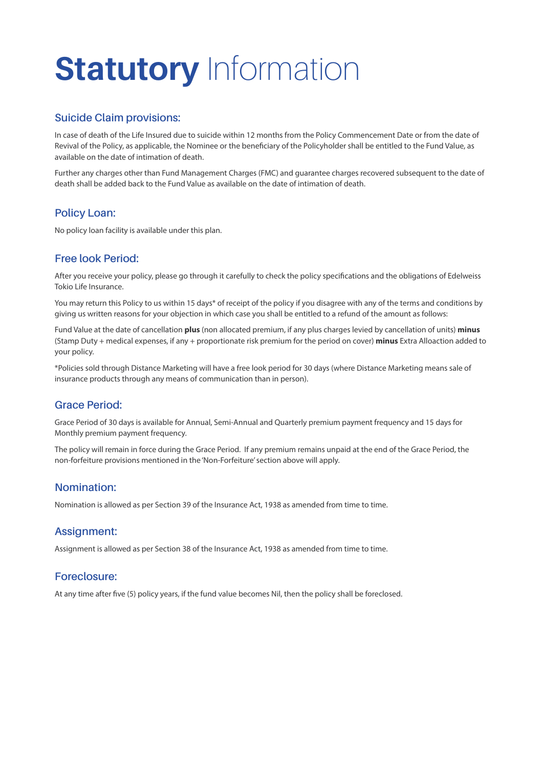# **Statutory** Information

## Suicide Claim provisions:

In case of death of the Life Insured due to suicide within 12 months from the Policy Commencement Date or from the date of Revival of the Policy, as applicable, the Nominee or the beneficiary of the Policyholder shall be entitled to the Fund Value, as available on the date of intimation of death.

Further any charges other than Fund Management Charges (FMC) and guarantee charges recovered subsequent to the date of death shall be added back to the Fund Value as available on the date of intimation of death.

## Policy Loan:

No policy loan facility is available under this plan.

## Free look Period:

After you receive your policy, please go through it carefully to check the policy specifications and the obligations of Edelweiss Tokio Life Insurance.

You may return this Policy to us within 15 days* of receipt of the policy if you disagree with any of the terms and conditions by giving us written reasons for your objection in which case you shall be entitled to a refund of the amount as follows:

Fund Value at the date of cancellation **plus** (non allocated premium, if any plus charges levied by cancellation of units) **minus** (Stamp Duty + medical expenses, if any + proportionate risk premium for the period on cover) **minus** Extra Alloaction added to your policy.

*Policies sold through Distance Marketing will have a free look period for 30 days (where Distance Marketing means sale of insurance products through any means of communication than in person).

## Grace Period:

Grace Period of 30 days is available for Annual, Semi-Annual and Quarterly premium payment frequency and 15 days for Monthly premium payment frequency.

The policy will remain in force during the Grace Period. If any premium remains unpaid at the end of the Grace Period, the non-forfeiture provisions mentioned in the 'Non-Forfeiture' section above will apply.

## Nomination:

Nomination is allowed as per Section 39 of the Insurance Act, 1938 as amended from time to time.

## Assignment:

Assignment is allowed as per Section 38 of the Insurance Act, 1938 as amended from time to time.

## Foreclosure:

At any time after five (5) policy years, if the fund value becomes Nil, then the policy shall be foreclosed.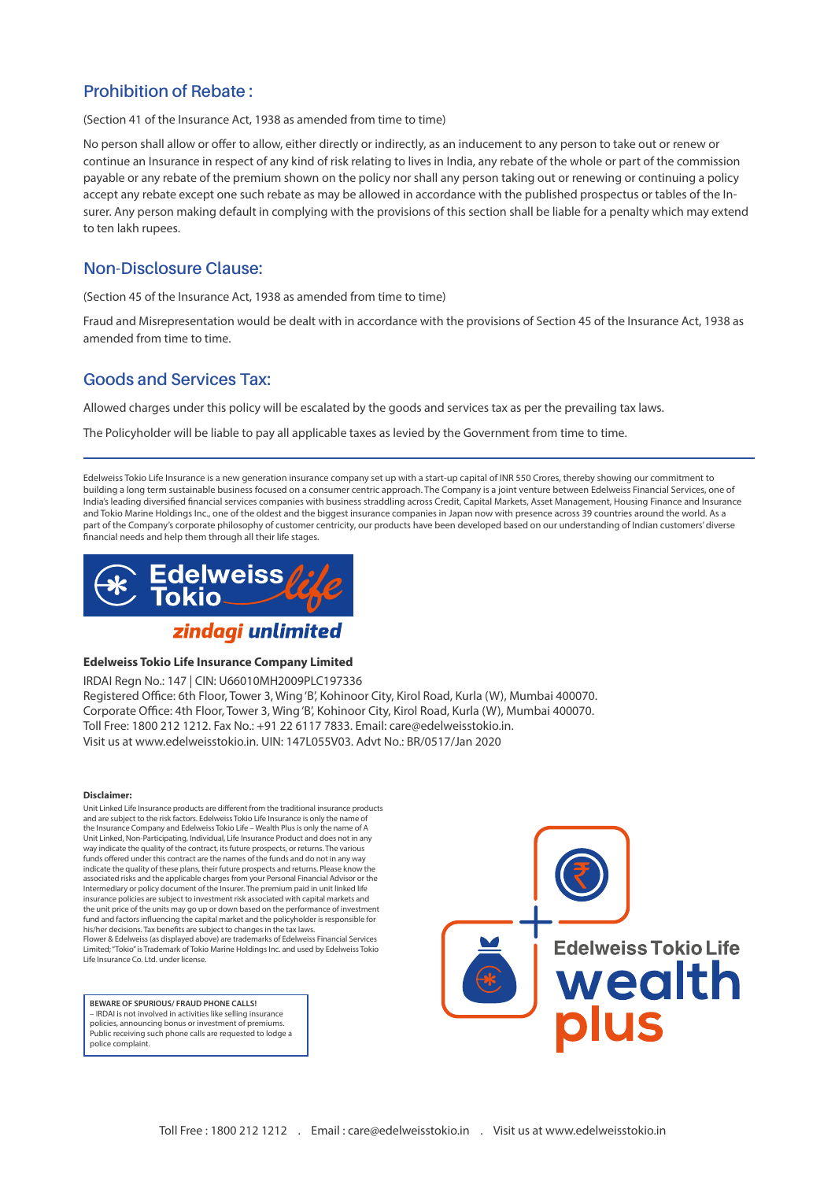## Prohibition of Rebate :

(Section 41 of the Insurance Act, 1938 as amended from time to time)

No person shall allow or offer to allow, either directly or indirectly, as an inducement to any person to take out or renew or continue an Insurance in respect of any kind of risk relating to lives in India, any rebate of the whole or part of the commission payable or any rebate of the premium shown on the policy nor shall any person taking out or renewing or continuing a policy accept any rebate except one such rebate as may be allowed in accordance with the published prospectus or tables of the Insurer. Any person making default in complying with the provisions of this section shall be liable for a penalty which may extend to ten lakh rupees.

## Non-Disclosure Clause:

(Section 45 of the Insurance Act, 1938 as amended from time to time)

Fraud and Misrepresentation would be dealt with in accordance with the provisions of Section 45 of the Insurance Act, 1938 as amended from time to time.

## Goods and Services Tax:

Allowed charges under this policy will be escalated by the goods and services tax as per the prevailing tax laws.

The Policyholder will be liable to pay all applicable taxes as levied by the Government from time to time.

---

Edelweiss Tokio Life Insurance is a new generation insurance company set up with a start-up capital of INR 550 Crores, thereby showing our commitment to building a long term sustainable business focused on a consumer centric approach. The Company is a joint venture between Edelweiss Financial Services, one of India's leading diversified financial services companies with business straddling across Credit, Capital Markets, Asset Management, Housing Finance and Insurance and Tokio Marine Holdings Inc., one of the oldest and the biggest insurance companies in Japan now with presence across 39 countries around the world. As a part of the Company's corporate philosophy of customer centricity, our products have been developed based on our understanding of Indian customers' diverse financial needs and help them through all their life stages.

Edelweiss Tokio *life*

*zindagi unlimited*

**Edelweiss Tokio Life Insurance Company Limited**

IRDAI Regn No.: 147 | CIN: U66010MH2009PLC197336
Registered Office: 6th Floor, Tower 3, Wing 'B', Kohinoor City, Kirol Road, Kurla (W), Mumbai 400070.
Corporate Office: 4th Floor, Tower 3, Wing 'B', Kohinoor City, Kirol Road, Kurla (W), Mumbai 400070.
Toll Free: 1800 212 1212. Fax No.: +91 22 6117 7833. Email: care@edelweisstokio.in.
Visit us at www.edelweisstokio.in. UIN: 147L055V03. Advt No.: BR/0517/Jan 2020

**Disclaimer:**
Unit Linked Life Insurance products are different from the traditional insurance products and are subject to the risk factors. Edelweiss Tokio Life Insurance is only the name of the Insurance Company and Edelweiss Tokio Life – Wealth Plus is only the name of A Unit Linked, Non-Participating, Individual, Life Insurance Product and does not in any way indicate the quality of the contract, its future prospects, or returns. The various funds offered under this contract are the names of the funds and do not in any way indicate the quality of these plans, their future prospects and returns. Please know the associated risks and the applicable charges from your Personal Financial Advisor or the Intermediary or policy document of the Insurer. The premium paid in unit linked life insurance policies are subject to investment risk associated with capital markets and the unit price of the units may go up or down based on the performance of investment fund and factors influencing the capital market and the policyholder is responsible for his/her decisions. Tax benefits are subject to changes in the tax laws.
Flower & Edelweiss (as displayed above) are trademarks of Edelweiss Financial Services Limited; "Tokio" is Trademark of Tokio Marine Holdings Inc. and used by Edelweiss Tokio Life Insurance Co. Ltd. under license.

**BEWARE OF SPURIOUS/ FRAUD PHONE CALLS!**
– IRDAI is not involved in activities like selling insurance policies, announcing bonus or investment of premiums. Public receiving such phone calls are requested to lodge a police complaint.

Edelweiss Tokio Life
**wealth plus**

Toll Free : 1800 212 1212 . Email : care@edelweisstokio.in . Visit us at www.edelweisstokio.in